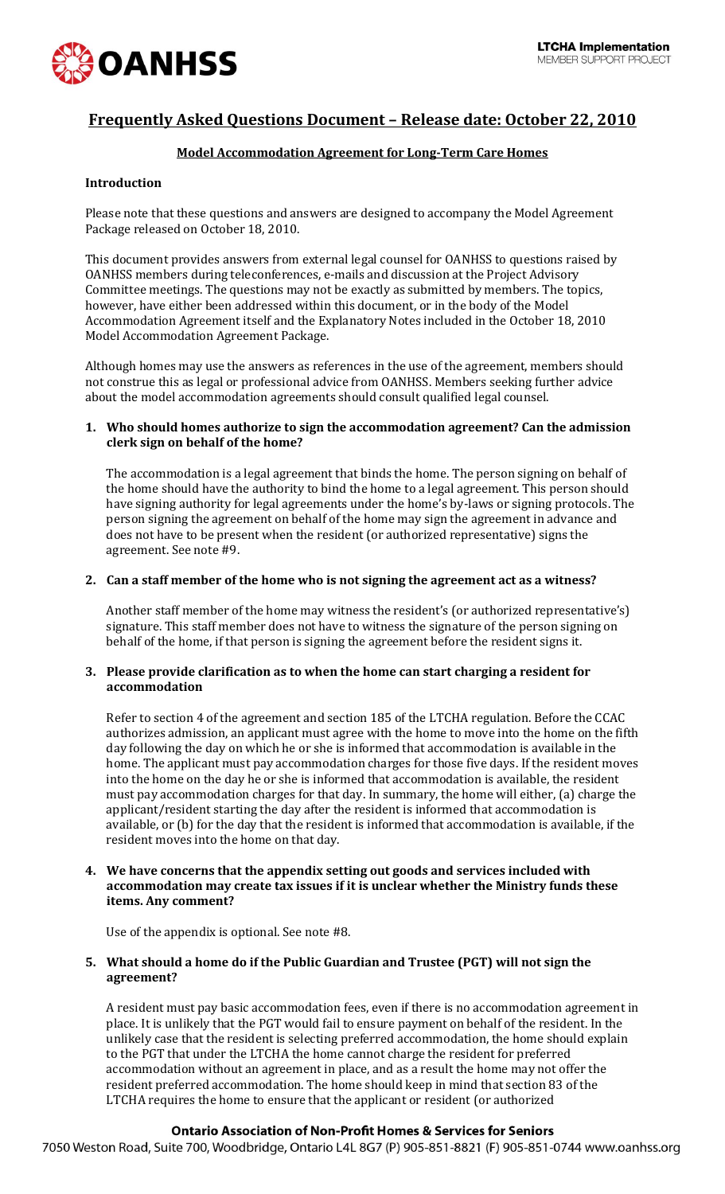# Frequently Asked Questions Document – Release date: October 22, 2010

## Model Accommodation Agreement for Long-Term Care Homes

### Introduction

Please note that these questions and answers are designed to accompany the Model Agreement Package released on October 18, 2010.

This document provides answers from external legal counsel for OANHSS to questions raised by OANHSS members during teleconferences, e-mails and discussion at the Project Advisory Committee meetings. The questions may not be exactly as submitted by members. The topics, however, have either been addressed within this document, or in the body of the Model Accommodation Agreement itself and the Explanatory Notes included in the October 18, 2010 Model Accommodation Agreement Package.

Although homes may use the answers as references in the use of the agreement, members should not construe this as legal or professional advice from OANHSS. Members seeking further advice about the model accommodation agreements should consult qualified legal counsel.

**1. Who should homes authorize to sign the accommodation agreement? Can the admission clerk sign on behalf of the home?**

The accommodation is a legal agreement that binds the home. The person signing on behalf of the home should have the authority to bind the home to a legal agreement. This person should have signing authority for legal agreements under the home's by-laws or signing protocols. The person signing the agreement on behalf of the home may sign the agreement in advance and does not have to be present when the resident (or authorized representative) signs the agreement. See note #9.

**2. Can a staff member of the home who is not signing the agreement act as a witness?**

Another staff member of the home may witness the resident's (or authorized representative's) signature. This staff member does not have to witness the signature of the person signing on behalf of the home, if that person is signing the agreement before the resident signs it.

**3. Please provide clarification as to when the home can start charging a resident for accommodation**

Refer to section 4 of the agreement and section 185 of the LTCHA regulation. Before the CCAC authorizes admission, an applicant must agree with the home to move into the home on the fifth day following the day on which he or she is informed that accommodation is available in the home. The applicant must pay accommodation charges for those five days. If the resident moves into the home on the day he or she is informed that accommodation is available, the resident must pay accommodation charges for that day. In summary, the home will either, (a) charge the applicant/resident starting the day after the resident is informed that accommodation is available, or (b) for the day that the resident is informed that accommodation is available, if the resident moves into the home on that day.

**4. We have concerns that the appendix setting out goods and services included with accommodation may create tax issues if it is unclear whether the Ministry funds these items. Any comment?**

Use of the appendix is optional. See note #8.

**5. What should a home do if the Public Guardian and Trustee (PGT) will not sign the agreement?**

A resident must pay basic accommodation fees, even if there is no accommodation agreement in place. It is unlikely that the PGT would fail to ensure payment on behalf of the resident. In the unlikely case that the resident is selecting preferred accommodation, the home should explain to the PGT that under the LTCHA the home cannot charge the resident for preferred accommodation without an agreement in place, and as a result the home may not offer the resident preferred accommodation. The home should keep in mind that section 83 of the LTCHA requires the home to ensure that the applicant or resident (or authorized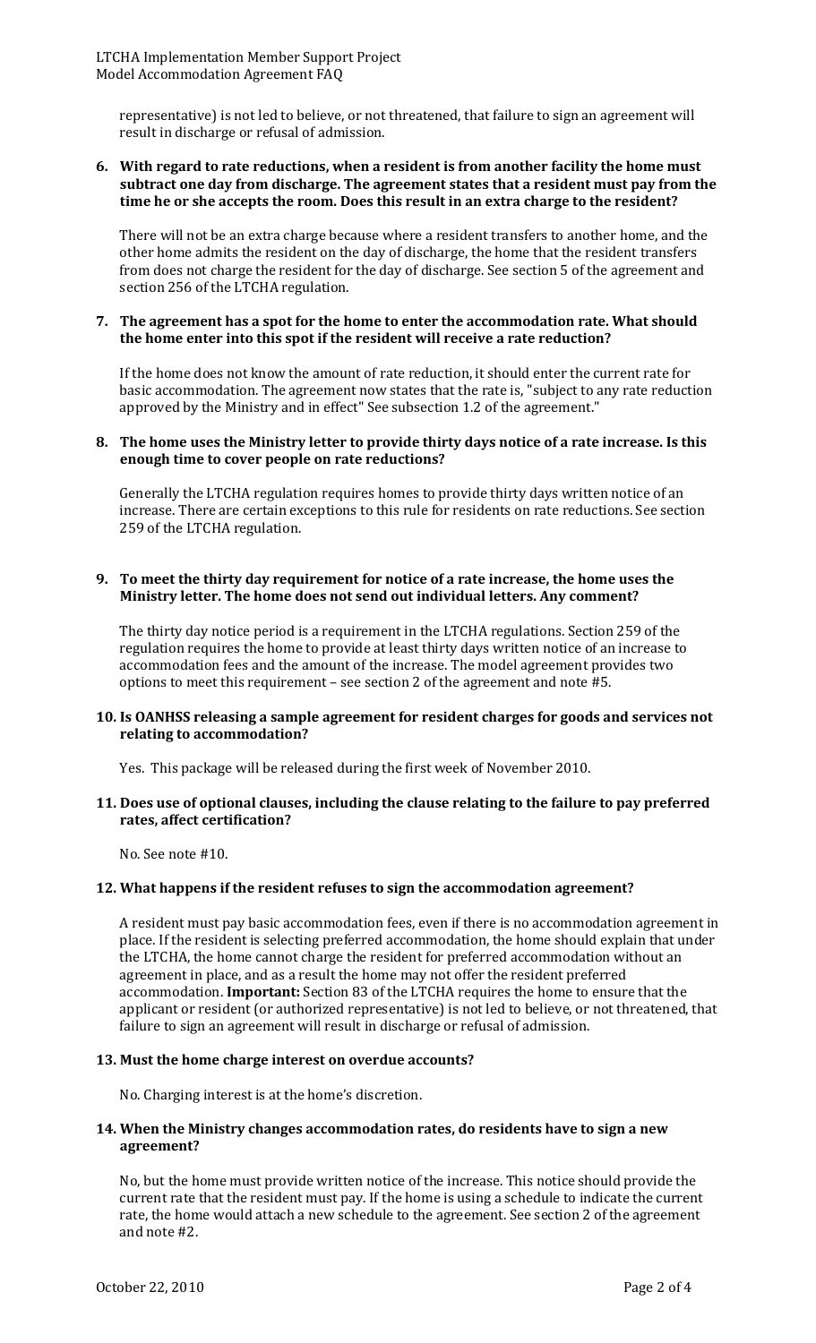representative) is not led to believe, or not threatened, that failure to sign an agreement will result in discharge or refusal of admission.

**6. With regard to rate reductions, when a resident is from another facility the home must subtract one day from discharge. The agreement states that a resident must pay from the time he or she accepts the room. Does this result in an extra charge to the resident?**

There will not be an extra charge because where a resident transfers to another home, and the other home admits the resident on the day of discharge, the home that the resident transfers from does not charge the resident for the day of discharge. See section 5 of the agreement and section 256 of the LTCHA regulation.

**7. The agreement has a spot for the home to enter the accommodation rate. What should the home enter into this spot if the resident will receive a rate reduction?**

If the home does not know the amount of rate reduction, it should enter the current rate for basic accommodation. The agreement now states that the rate is, "subject to any rate reduction approved by the Ministry and in effect" See subsection 1.2 of the agreement."

**8. The home uses the Ministry letter to provide thirty days notice of a rate increase. Is this enough time to cover people on rate reductions?**

Generally the LTCHA regulation requires homes to provide thirty days written notice of an increase. There are certain exceptions to this rule for residents on rate reductions. See section 259 of the LTCHA regulation.

**9. To meet the thirty day requirement for notice of a rate increase, the home uses the Ministry letter. The home does not send out individual letters. Any comment?**

The thirty day notice period is a requirement in the LTCHA regulations. Section 259 of the regulation requires the home to provide at least thirty days written notice of an increase to accommodation fees and the amount of the increase. The model agreement provides two options to meet this requirement – see section 2 of the agreement and note #5.

**10. Is OANHSS releasing a sample agreement for resident charges for goods and services not relating to accommodation?**

Yes. This package will be released during the first week of November 2010.

**11. Does use of optional clauses, including the clause relating to the failure to pay preferred rates, affect certification?**

No. See note #10.

**12. What happens if the resident refuses to sign the accommodation agreement?**

A resident must pay basic accommodation fees, even if there is no accommodation agreement in place. If the resident is selecting preferred accommodation, the home should explain that under the LTCHA, the home cannot charge the resident for preferred accommodation without an agreement in place, and as a result the home may not offer the resident preferred accommodation. **Important:** Section 83 of the LTCHA requires the home to ensure that the applicant or resident (or authorized representative) is not led to believe, or not threatened, that failure to sign an agreement will result in discharge or refusal of admission.

**13. Must the home charge interest on overdue accounts?**

No. Charging interest is at the home's discretion.

**14. When the Ministry changes accommodation rates, do residents have to sign a new agreement?**

No, but the home must provide written notice of the increase. This notice should provide the current rate that the resident must pay. If the home is using a schedule to indicate the current rate, the home would attach a new schedule to the agreement. See section 2 of the agreement and note #2.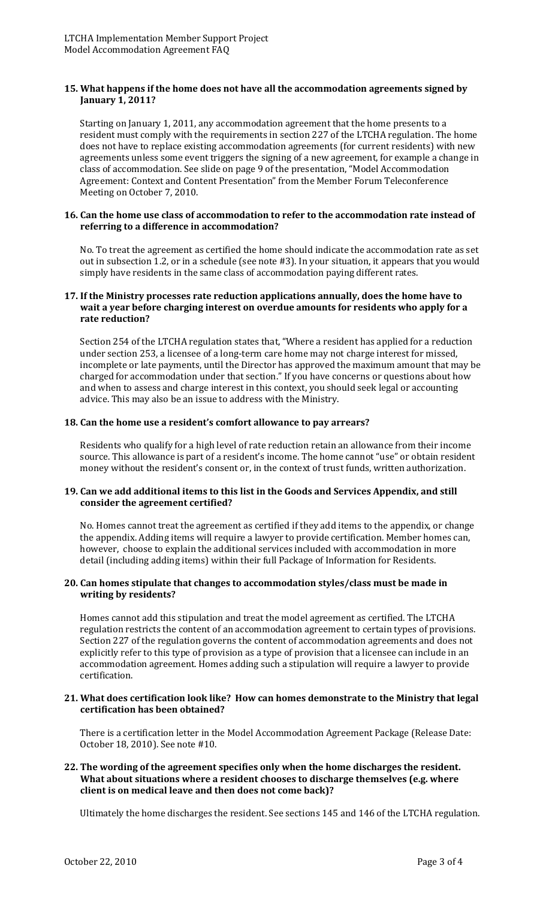### 15. What happens if the home does not have all the accommodation agreements signed by January 1, 2011?

Starting on January 1, 2011, any accommodation agreement that the home presents to a resident must comply with the requirements in section 227 of the LTCHA regulation. The home does not have to replace existing accommodation agreements (for current residents) with new agreements unless some event triggers the signing of a new agreement, for example a change in class of accommodation. See slide on page 9 of the presentation, "Model Accommodation Agreement: Context and Content Presentation" from the Member Forum Teleconference Meeting on October 7, 2010.

### 16. Can the home use class of accommodation to refer to the accommodation rate instead of referring to a difference in accommodation?

No. To treat the agreement as certified the home should indicate the accommodation rate as set out in subsection 1.2, or in a schedule (see note #3). In your situation, it appears that you would simply have residents in the same class of accommodation paying different rates.

### 17. If the Ministry processes rate reduction applications annually, does the home have to wait a year before charging interest on overdue amounts for residents who apply for a rate reduction?

Section 254 of the LTCHA regulation states that, "Where a resident has applied for a reduction under section 253, a licensee of a long-term care home may not charge interest for missed, incomplete or late payments, until the Director has approved the maximum amount that may be charged for accommodation under that section." If you have concerns or questions about how and when to assess and charge interest in this context, you should seek legal or accounting advice. This may also be an issue to address with the Ministry.

### 18. Can the home use a resident's comfort allowance to pay arrears?

Residents who qualify for a high level of rate reduction retain an allowance from their income source. This allowance is part of a resident's income. The home cannot "use" or obtain resident money without the resident's consent or, in the context of trust funds, written authorization.

### 19. Can we add additional items to this list in the Goods and Services Appendix, and still consider the agreement certified?

No. Homes cannot treat the agreement as certified if they add items to the appendix, or change the appendix. Adding items will require a lawyer to provide certification. Member homes can, however, choose to explain the additional services included with accommodation in more detail (including adding items) within their full Package of Information for Residents.

### 20. Can homes stipulate that changes to accommodation styles/class must be made in writing by residents?

Homes cannot add this stipulation and treat the model agreement as certified. The LTCHA regulation restricts the content of an accommodation agreement to certain types of provisions. Section 227 of the regulation governs the content of accommodation agreements and does not explicitly refer to this type of provision as a type of provision that a licensee can include in an accommodation agreement. Homes adding such a stipulation will require a lawyer to provide certification.

### 21. What does certification look like? How can homes demonstrate to the Ministry that legal certification has been obtained?

There is a certification letter in the Model Accommodation Agreement Package (Release Date: October 18, 2010). See note #10.

### 22. The wording of the agreement specifies only when the home discharges the resident. What about situations where a resident chooses to discharge themselves (e.g. where client is on medical leave and then does not come back)?

Ultimately the home discharges the resident. See sections 145 and 146 of the LTCHA regulation.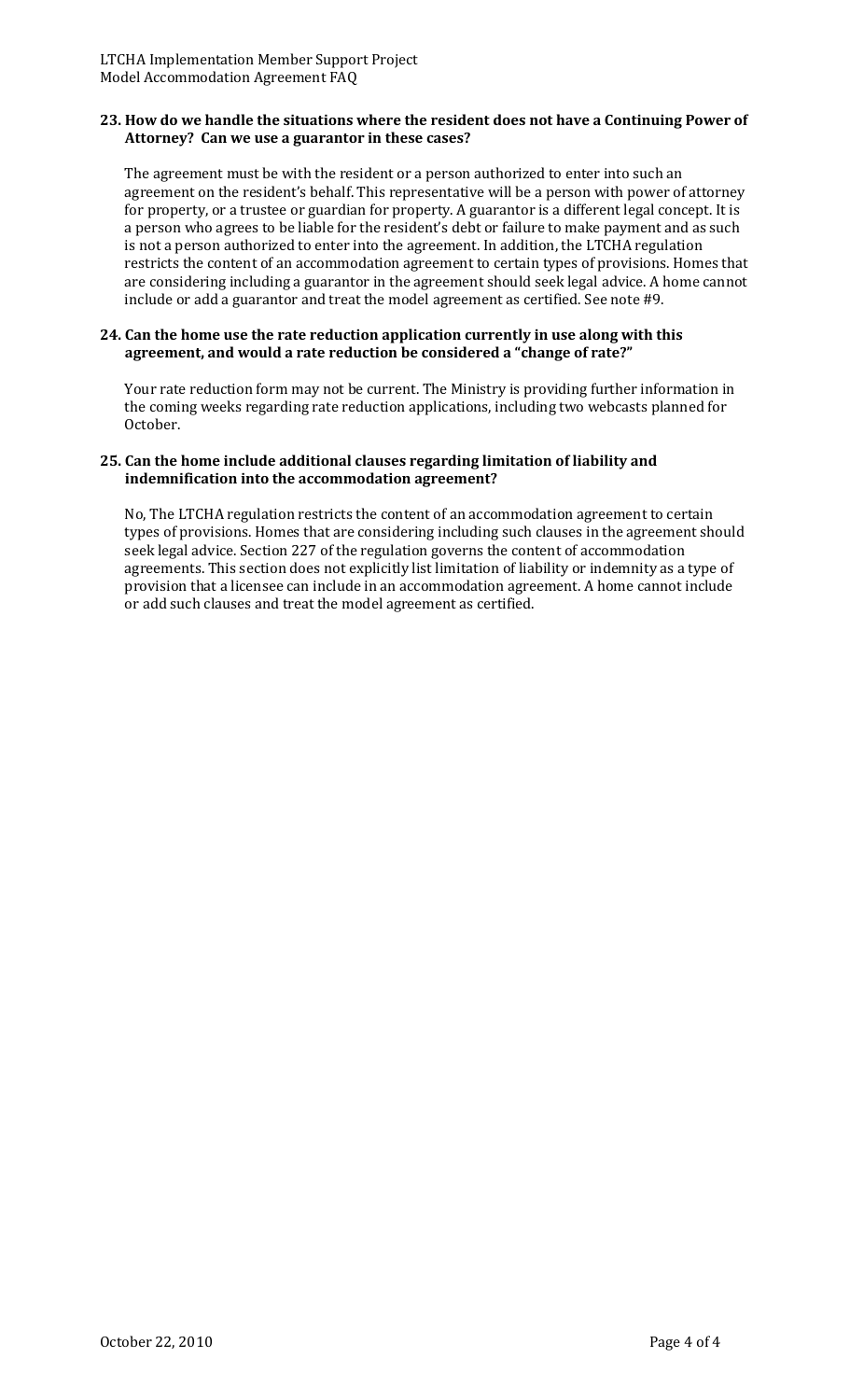**23. How do we handle the situations where the resident does not have a Continuing Power of Attorney? Can we use a guarantor in these cases?**

The agreement must be with the resident or a person authorized to enter into such an agreement on the resident's behalf. This representative will be a person with power of attorney for property, or a trustee or guardian for property. A guarantor is a different legal concept. It is a person who agrees to be liable for the resident's debt or failure to make payment and as such is not a person authorized to enter into the agreement. In addition, the LTCHA regulation restricts the content of an accommodation agreement to certain types of provisions. Homes that are considering including a guarantor in the agreement should seek legal advice. A home cannot include or add a guarantor and treat the model agreement as certified. See note #9.

**24. Can the home use the rate reduction application currently in use along with this agreement, and would a rate reduction be considered a "change of rate?"**

Your rate reduction form may not be current. The Ministry is providing further information in the coming weeks regarding rate reduction applications, including two webcasts planned for October.

**25. Can the home include additional clauses regarding limitation of liability and indemnification into the accommodation agreement?**

No, The LTCHA regulation restricts the content of an accommodation agreement to certain types of provisions. Homes that are considering including such clauses in the agreement should seek legal advice. Section 227 of the regulation governs the content of accommodation agreements. This section does not explicitly list limitation of liability or indemnity as a type of provision that a licensee can include in an accommodation agreement. A home cannot include or add such clauses and treat the model agreement as certified.